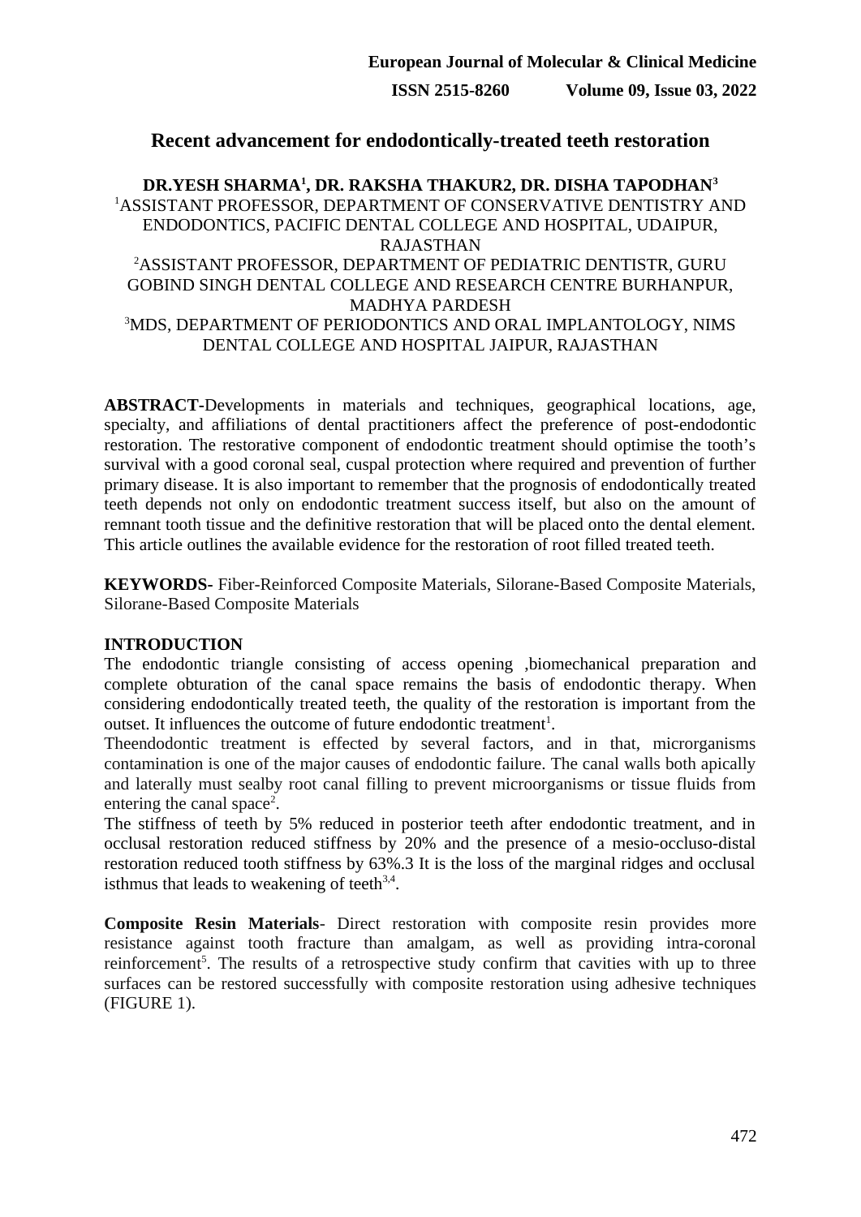# Recent advancement for endodontically-treated teeth restoration

**DR.YESH SHARMA[1], DR. RAKSHA THAKUR2, DR. DISHA TAPODHAN[3]**

[1]ASSISTANT PROFESSOR, DEPARTMENT OF CONSERVATIVE DENTISTRY AND ENDODONTICS, PACIFIC DENTAL COLLEGE AND HOSPITAL, UDAIPUR, RAJASTHAN

[2]ASSISTANT PROFESSOR, DEPARTMENT OF PEDIATRIC DENTISTR, GURU GOBIND SINGH DENTAL COLLEGE AND RESEARCH CENTRE BURHANPUR, MADHYA PARDESH

[3]MDS, DEPARTMENT OF PERIODONTICS AND ORAL IMPLANTOLOGY, NIMS DENTAL COLLEGE AND HOSPITAL JAIPUR, RAJASTHAN

**ABSTRACT**-Developments in materials and techniques, geographical locations, age, specialty, and affiliations of dental practitioners affect the preference of post-endodontic restoration. The restorative component of endodontic treatment should optimise the tooth's survival with a good coronal seal, cuspal protection where required and prevention of further primary disease. It is also important to remember that the prognosis of endodontically treated teeth depends not only on endodontic treatment success itself, but also on the amount of remnant tooth tissue and the definitive restoration that will be placed onto the dental element. This article outlines the available evidence for the restoration of root filled treated teeth.

**KEYWORDS-** Fiber-Reinforced Composite Materials, Silorane-Based Composite Materials, Silorane-Based Composite Materials

## INTRODUCTION

The endodontic triangle consisting of access opening ,biomechanical preparation and complete obturation of the canal space remains the basis of endodontic therapy. When considering endodontically treated teeth, the quality of the restoration is important from the outset. It influences the outcome of future endodontic treatment[1].

Theendodontic treatment is effected by several factors, and in that, microrganisms contamination is one of the major causes of endodontic failure. The canal walls both apically and laterally must sealby root canal filling to prevent microorganisms or tissue fluids from entering the canal space[2].

The stiffness of teeth by 5% reduced in posterior teeth after endodontic treatment, and in occlusal restoration reduced stiffness by 20% and the presence of a mesio-occluso-distal restoration reduced tooth stiffness by 63%.3 It is the loss of the marginal ridges and occlusal isthmus that leads to weakening of teeth[3,4].

**Composite Resin Materials**- Direct restoration with composite resin provides more resistance against tooth fracture than amalgam, as well as providing intra-coronal reinforcement[5]. The results of a retrospective study confirm that cavities with up to three surfaces can be restored successfully with composite restoration using adhesive techniques (FIGURE 1).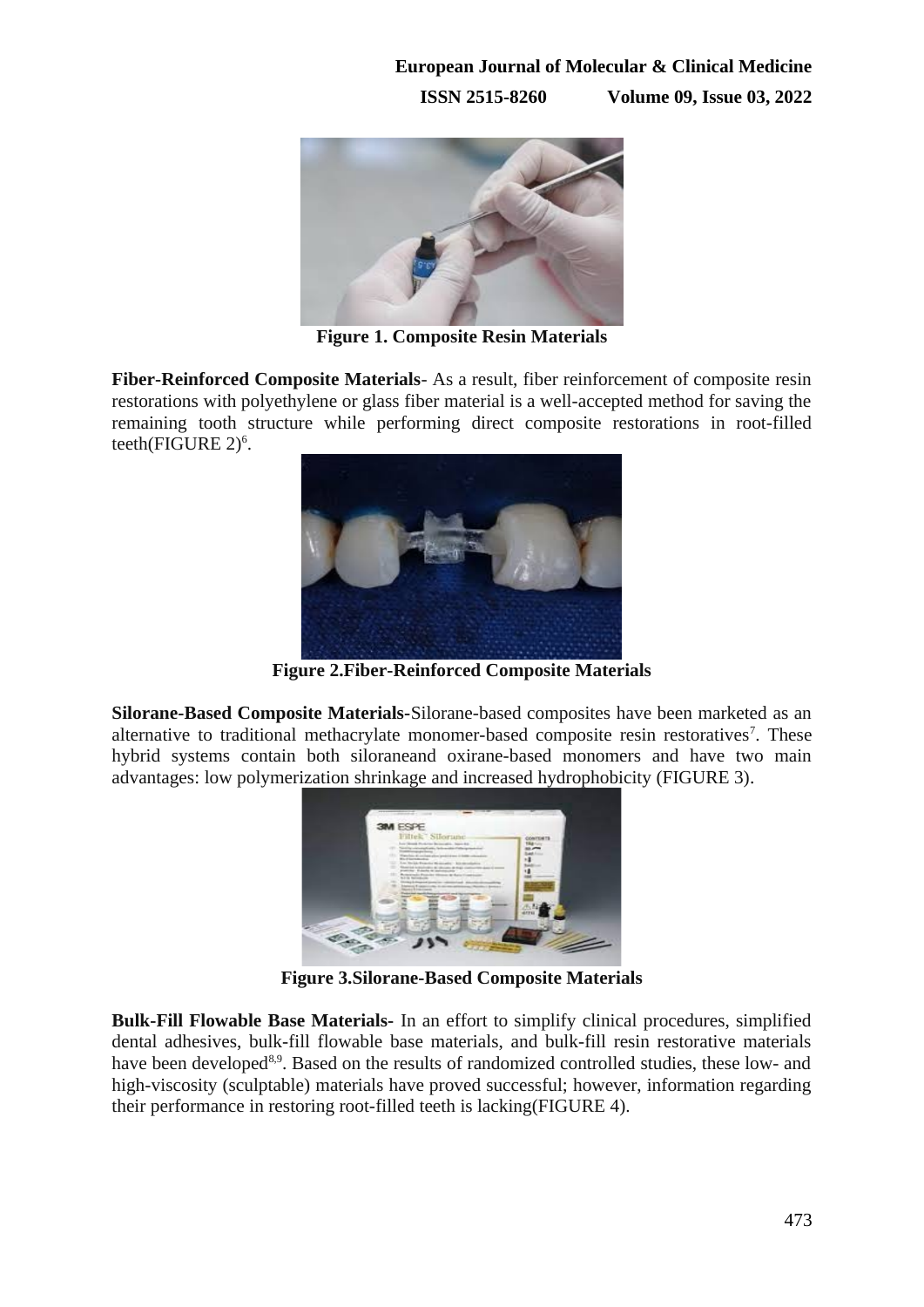Figure 1. Composite Resin Materials

**Fiber-Reinforced Composite Materials**- As a result, fiber reinforcement of composite resin restorations with polyethylene or glass fiber material is a well-accepted method for saving the remaining tooth structure while performing direct composite restorations in root-filled teeth(FIGURE 2)[6].

Figure 2.Fiber-Reinforced Composite Materials

**Silorane-Based Composite Materials-**Silorane-based composites have been marketed as an alternative to traditional methacrylate monomer-based composite resin restoratives[7]. These hybrid systems contain both siloraneand oxirane-based monomers and have two main advantages: low polymerization shrinkage and increased hydrophobicity (FIGURE 3).

Figure 3.Silorane-Based Composite Materials

**Bulk-Fill Flowable Base Materials-** In an effort to simplify clinical procedures, simplified dental adhesives, bulk-fill flowable base materials, and bulk-fill resin restorative materials have been developed[8,9]. Based on the results of randomized controlled studies, these low- and high-viscosity (sculptable) materials have proved successful; however, information regarding their performance in restoring root-filled teeth is lacking(FIGURE 4).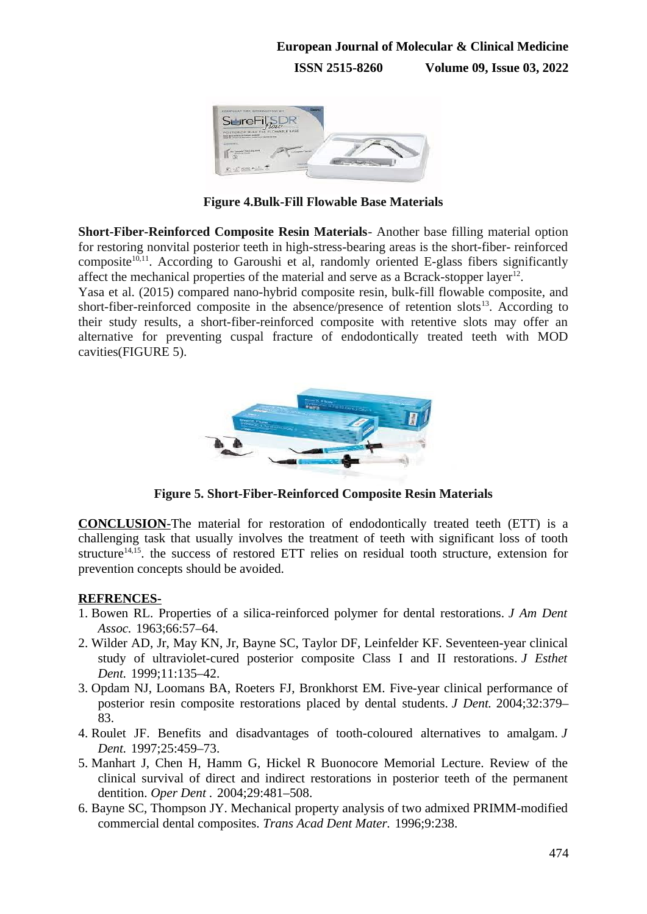Figure 4.Bulk-Fill Flowable Base Materials

**Short-Fiber-Reinforced Composite Resin Materials**- Another base filling material option for restoring nonvital posterior teeth in high-stress-bearing areas is the short-fiber- reinforced composite[10,11]. According to Garoushi et al, randomly oriented E-glass fibers significantly affect the mechanical properties of the material and serve as a Bcrack-stopper layer[12].

Yasa et al. (2015) compared nano-hybrid composite resin, bulk-fill flowable composite, and short-fiber-reinforced composite in the absence/presence of retention slots[13]. According to their study results, a short-fiber-reinforced composite with retentive slots may offer an alternative for preventing cuspal fracture of endodontically treated teeth with MOD cavities(FIGURE 5).

Figure 5. Short-Fiber-Reinforced Composite Resin Materials

**CONCLUSION**-The material for restoration of endodontically treated teeth (ETT) is a challenging task that usually involves the treatment of teeth with significant loss of tooth structure[14,15]. the success of restored ETT relies on residual tooth structure, extension for prevention concepts should be avoided.

## REFRENCES-

1. Bowen RL. Properties of a silica-reinforced polymer for dental restorations. *J Am Dent Assoc.* 1963;66:57–64.
2. Wilder AD, Jr, May KN, Jr, Bayne SC, Taylor DF, Leinfelder KF. Seventeen-year clinical study of ultraviolet-cured posterior composite Class I and II restorations. *J Esthet Dent.* 1999;11:135–42.
3. Opdam NJ, Loomans BA, Roeters FJ, Bronkhorst EM. Five-year clinical performance of posterior resin composite restorations placed by dental students. *J Dent.* 2004;32:379–83.
4. Roulet JF. Benefits and disadvantages of tooth-coloured alternatives to amalgam. *J Dent.* 1997;25:459–73.
5. Manhart J, Chen H, Hamm G, Hickel R Buonocore Memorial Lecture. Review of the clinical survival of direct and indirect restorations in posterior teeth of the permanent dentition. *Oper Dent* . 2004;29:481–508.
6. Bayne SC, Thompson JY. Mechanical property analysis of two admixed PRIMM-modified commercial dental composites. *Trans Acad Dent Mater.* 1996;9:238.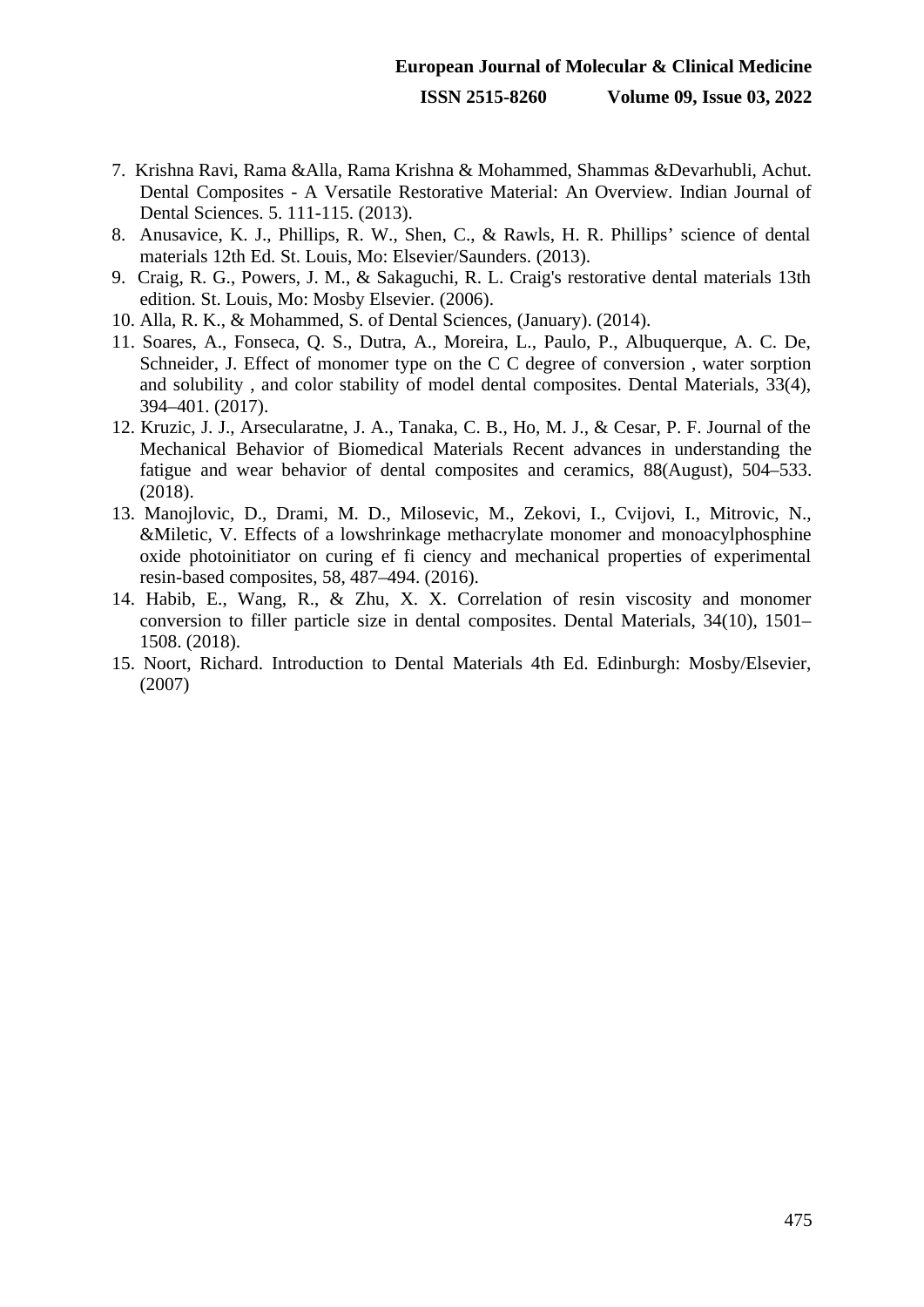7. Krishna Ravi, Rama &Alla, Rama Krishna & Mohammed, Shammas &Devarhubli, Achut. Dental Composites - A Versatile Restorative Material: An Overview. Indian Journal of Dental Sciences. 5. 111-115. (2013).
8. Anusavice, K. J., Phillips, R. W., Shen, C., & Rawls, H. R. Phillips' science of dental materials 12th Ed. St. Louis, Mo: Elsevier/Saunders. (2013).
9. Craig, R. G., Powers, J. M., & Sakaguchi, R. L. Craig's restorative dental materials 13th edition. St. Louis, Mo: Mosby Elsevier. (2006).
10. Alla, R. K., & Mohammed, S. of Dental Sciences, (January). (2014).
11. Soares, A., Fonseca, Q. S., Dutra, A., Moreira, L., Paulo, P., Albuquerque, A. C. De, Schneider, J. Effect of monomer type on the C C degree of conversion , water sorption and solubility , and color stability of model dental composites. Dental Materials, 33(4), 394–401. (2017).
12. Kruzic, J. J., Arsecularatne, J. A., Tanaka, C. B., Ho, M. J., & Cesar, P. F. Journal of the Mechanical Behavior of Biomedical Materials Recent advances in understanding the fatigue and wear behavior of dental composites and ceramics, 88(August), 504–533. (2018).
13. Manojlovic, D., Drami, M. D., Milosevic, M., Zekovi, I., Cvijovi, I., Mitrovic, N., &Miletic, V. Effects of a lowshrinkage methacrylate monomer and monoacylphosphine oxide photoinitiator on curing ef fi ciency and mechanical properties of experimental resin-based composites, 58, 487–494. (2016).
14. Habib, E., Wang, R., & Zhu, X. X. Correlation of resin viscosity and monomer conversion to filler particle size in dental composites. Dental Materials, 34(10), 1501–1508. (2018).
15. Noort, Richard. Introduction to Dental Materials 4th Ed. Edinburgh: Mosby/Elsevier, (2007)